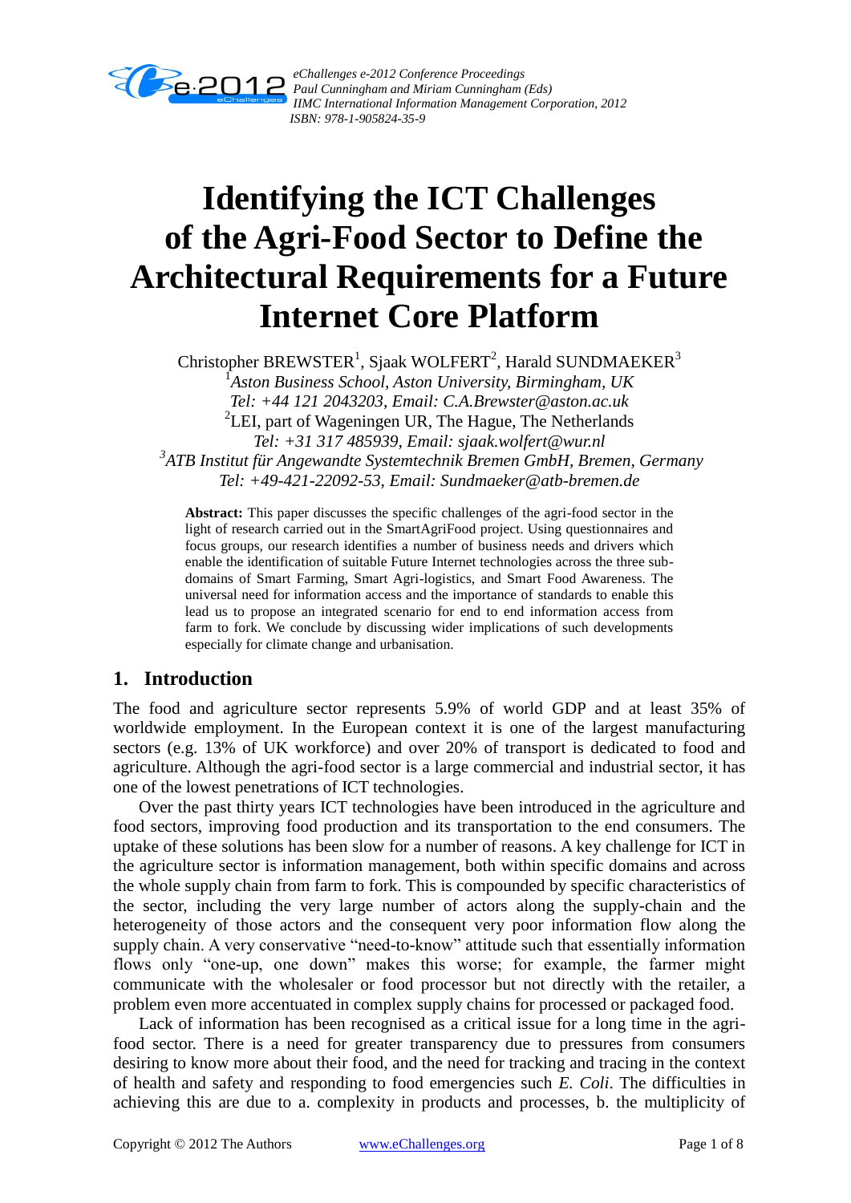# Identifying the ICT Challenges of the Agri-Food Sector to Define the Architectural Requirements for a Future Internet Core Platform

Christopher BREWSTER[1], Sjaak WOLFERT[2], Harald SUNDMAEKER[3]

[1]*Aston Business School, Aston University, Birmingham, UK*
*Tel: +44 121 2043203, Email: C.A.Brewster@aston.ac.uk*

[2]LEI, part of Wageningen UR, The Hague, The Netherlands
*Tel: +31 317 485939, Email: sjaak.wolfert@wur.nl*

[3]*ATB Institut für Angewandte Systemtechnik Bremen GmbH, Bremen, Germany*
*Tel: +49-421-22092-53, Email: Sundmaeker@atb-bremen.de*

**Abstract:** This paper discusses the specific challenges of the agri-food sector in the light of research carried out in the SmartAgriFood project. Using questionnaires and focus groups, our research identifies a number of business needs and drivers which enable the identification of suitable Future Internet technologies across the three sub-domains of Smart Farming, Smart Agri-logistics, and Smart Food Awareness. The universal need for information access and the importance of standards to enable this lead us to propose an integrated scenario for end to end information access from farm to fork. We conclude by discussing wider implications of such developments especially for climate change and urbanisation.

## 1. Introduction

The food and agriculture sector represents 5.9% of world GDP and at least 35% of worldwide employment. In the European context it is one of the largest manufacturing sectors (e.g. 13% of UK workforce) and over 20% of transport is dedicated to food and agriculture. Although the agri-food sector is a large commercial and industrial sector, it has one of the lowest penetrations of ICT technologies.

Over the past thirty years ICT technologies have been introduced in the agriculture and food sectors, improving food production and its transportation to the end consumers. The uptake of these solutions has been slow for a number of reasons. A key challenge for ICT in the agriculture sector is information management, both within specific domains and across the whole supply chain from farm to fork. This is compounded by specific characteristics of the sector, including the very large number of actors along the supply-chain and the heterogeneity of those actors and the consequent very poor information flow along the supply chain. A very conservative "need-to-know" attitude such that essentially information flows only "one-up, one down" makes this worse; for example, the farmer might communicate with the wholesaler or food processor but not directly with the retailer, a problem even more accentuated in complex supply chains for processed or packaged food.

Lack of information has been recognised as a critical issue for a long time in the agri-food sector. There is a need for greater transparency due to pressures from consumers desiring to know more about their food, and the need for tracking and tracing in the context of health and safety and responding to food emergencies such *E. Coli*. The difficulties in achieving this are due to a. complexity in products and processes, b. the multiplicity of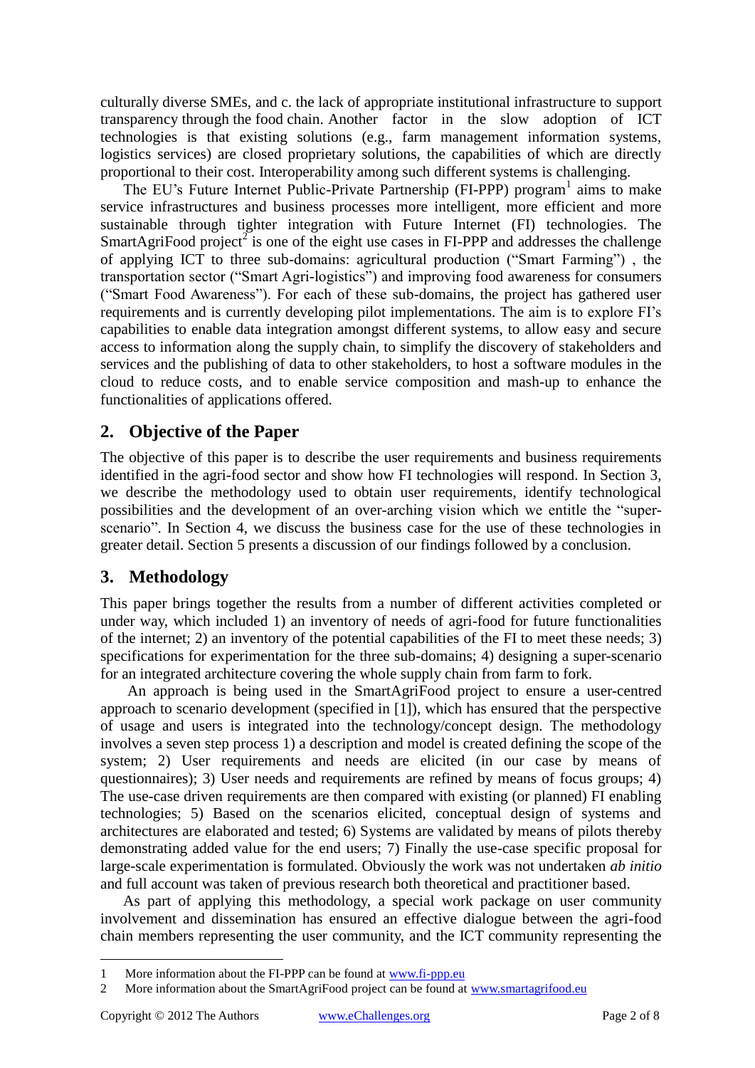culturally diverse SMEs, and c. the lack of appropriate institutional infrastructure to support transparency through the food chain. Another factor in the slow adoption of ICT technologies is that existing solutions (e.g., farm management information systems, logistics services) are closed proprietary solutions, the capabilities of which are directly proportional to their cost. Interoperability among such different systems is challenging.

The EU's Future Internet Public-Private Partnership (FI-PPP) program[1] aims to make service infrastructures and business processes more intelligent, more efficient and more sustainable through tighter integration with Future Internet (FI) technologies. The SmartAgriFood project[2] is one of the eight use cases in FI-PPP and addresses the challenge of applying ICT to three sub-domains: agricultural production ("Smart Farming") , the transportation sector ("Smart Agri-logistics") and improving food awareness for consumers ("Smart Food Awareness"). For each of these sub-domains, the project has gathered user requirements and is currently developing pilot implementations. The aim is to explore FI's capabilities to enable data integration amongst different systems, to allow easy and secure access to information along the supply chain, to simplify the discovery of stakeholders and services and the publishing of data to other stakeholders, to host a software modules in the cloud to reduce costs, and to enable service composition and mash-up to enhance the functionalities of applications offered.

## 2. Objective of the Paper

The objective of this paper is to describe the user requirements and business requirements identified in the agri-food sector and show how FI technologies will respond. In Section 3, we describe the methodology used to obtain user requirements, identify technological possibilities and the development of an over-arching vision which we entitle the "super-scenario". In Section 4, we discuss the business case for the use of these technologies in greater detail. Section 5 presents a discussion of our findings followed by a conclusion.

## 3. Methodology

This paper brings together the results from a number of different activities completed or under way, which included 1) an inventory of needs of agri-food for future functionalities of the internet; 2) an inventory of the potential capabilities of the FI to meet these needs; 3) specifications for experimentation for the three sub-domains; 4) designing a super-scenario for an integrated architecture covering the whole supply chain from farm to fork.

An approach is being used in the SmartAgriFood project to ensure a user-centred approach to scenario development (specified in [1]), which has ensured that the perspective of usage and users is integrated into the technology/concept design. The methodology involves a seven step process 1) a description and model is created defining the scope of the system; 2) User requirements and needs are elicited (in our case by means of questionnaires); 3) User needs and requirements are refined by means of focus groups; 4) The use-case driven requirements are then compared with existing (or planned) FI enabling technologies; 5) Based on the scenarios elicited, conceptual design of systems and architectures are elaborated and tested; 6) Systems are validated by means of pilots thereby demonstrating added value for the end users; 7) Finally the use-case specific proposal for large-scale experimentation is formulated. Obviously the work was not undertaken *ab initio* and full account was taken of previous research both theoretical and practitioner based.

As part of applying this methodology, a special work package on user community involvement and dissemination has ensured an effective dialogue between the agri-food chain members representing the user community, and the ICT community representing the

1 More information about the FI-PPP can be found at www.fi-ppp.eu

2 More information about the SmartAgriFood project can be found at www.smartagrifood.eu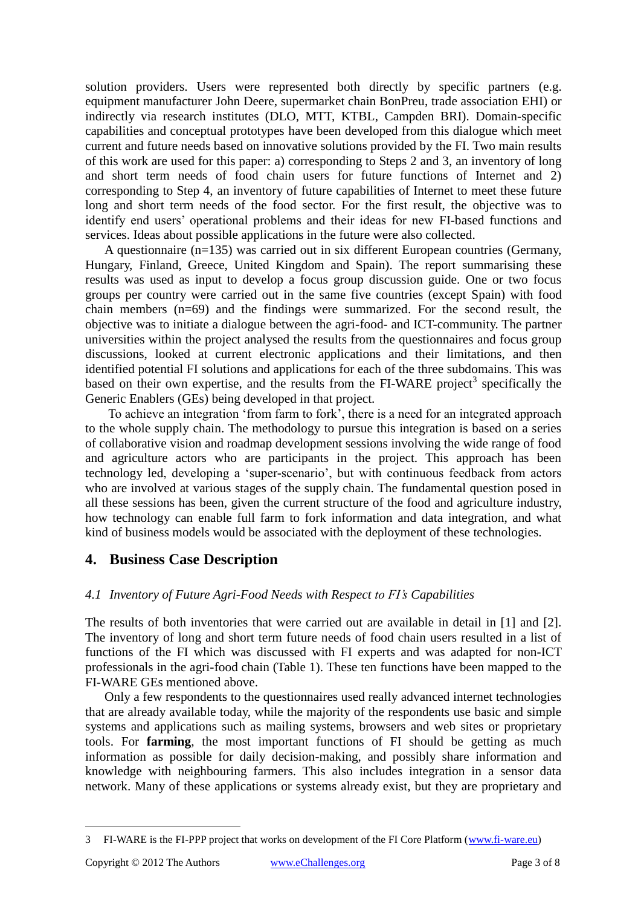solution providers. Users were represented both directly by specific partners (e.g. equipment manufacturer John Deere, supermarket chain BonPreu, trade association EHI) or indirectly via research institutes (DLO, MTT, KTBL, Campden BRI). Domain-specific capabilities and conceptual prototypes have been developed from this dialogue which meet current and future needs based on innovative solutions provided by the FI. Two main results of this work are used for this paper: a) corresponding to Steps 2 and 3, an inventory of long and short term needs of food chain users for future functions of Internet and 2) corresponding to Step 4, an inventory of future capabilities of Internet to meet these future long and short term needs of the food sector. For the first result, the objective was to identify end users' operational problems and their ideas for new FI-based functions and services. Ideas about possible applications in the future were also collected.

A questionnaire (n=135) was carried out in six different European countries (Germany, Hungary, Finland, Greece, United Kingdom and Spain). The report summarising these results was used as input to develop a focus group discussion guide. One or two focus groups per country were carried out in the same five countries (except Spain) with food chain members (n=69) and the findings were summarized. For the second result, the objective was to initiate a dialogue between the agri-food- and ICT-community. The partner universities within the project analysed the results from the questionnaires and focus group discussions, looked at current electronic applications and their limitations, and then identified potential FI solutions and applications for each of the three subdomains. This was based on their own expertise, and the results from the FI-WARE project[3] specifically the Generic Enablers (GEs) being developed in that project.

To achieve an integration 'from farm to fork', there is a need for an integrated approach to the whole supply chain. The methodology to pursue this integration is based on a series of collaborative vision and roadmap development sessions involving the wide range of food and agriculture actors who are participants in the project. This approach has been technology led, developing a 'super-scenario', but with continuous feedback from actors who are involved at various stages of the supply chain. The fundamental question posed in all these sessions has been, given the current structure of the food and agriculture industry, how technology can enable full farm to fork information and data integration, and what kind of business models would be associated with the deployment of these technologies.

## 4. Business Case Description

### *4.1 Inventory of Future Agri-Food Needs with Respect to FI's Capabilities*

The results of both inventories that were carried out are available in detail in [1] and [2]. The inventory of long and short term future needs of food chain users resulted in a list of functions of the FI which was discussed with FI experts and was adapted for non-ICT professionals in the agri-food chain (Table 1). These ten functions have been mapped to the FI-WARE GEs mentioned above.

Only a few respondents to the questionnaires used really advanced internet technologies that are already available today, while the majority of the respondents use basic and simple systems and applications such as mailing systems, browsers and web sites or proprietary tools. For **farming**, the most important functions of FI should be getting as much information as possible for daily decision-making, and possibly share information and knowledge with neighbouring farmers. This also includes integration in a sensor data network. Many of these applications or systems already exist, but they are proprietary and

---

3 FI-WARE is the FI-PPP project that works on development of the FI Core Platform (www.fi-ware.eu)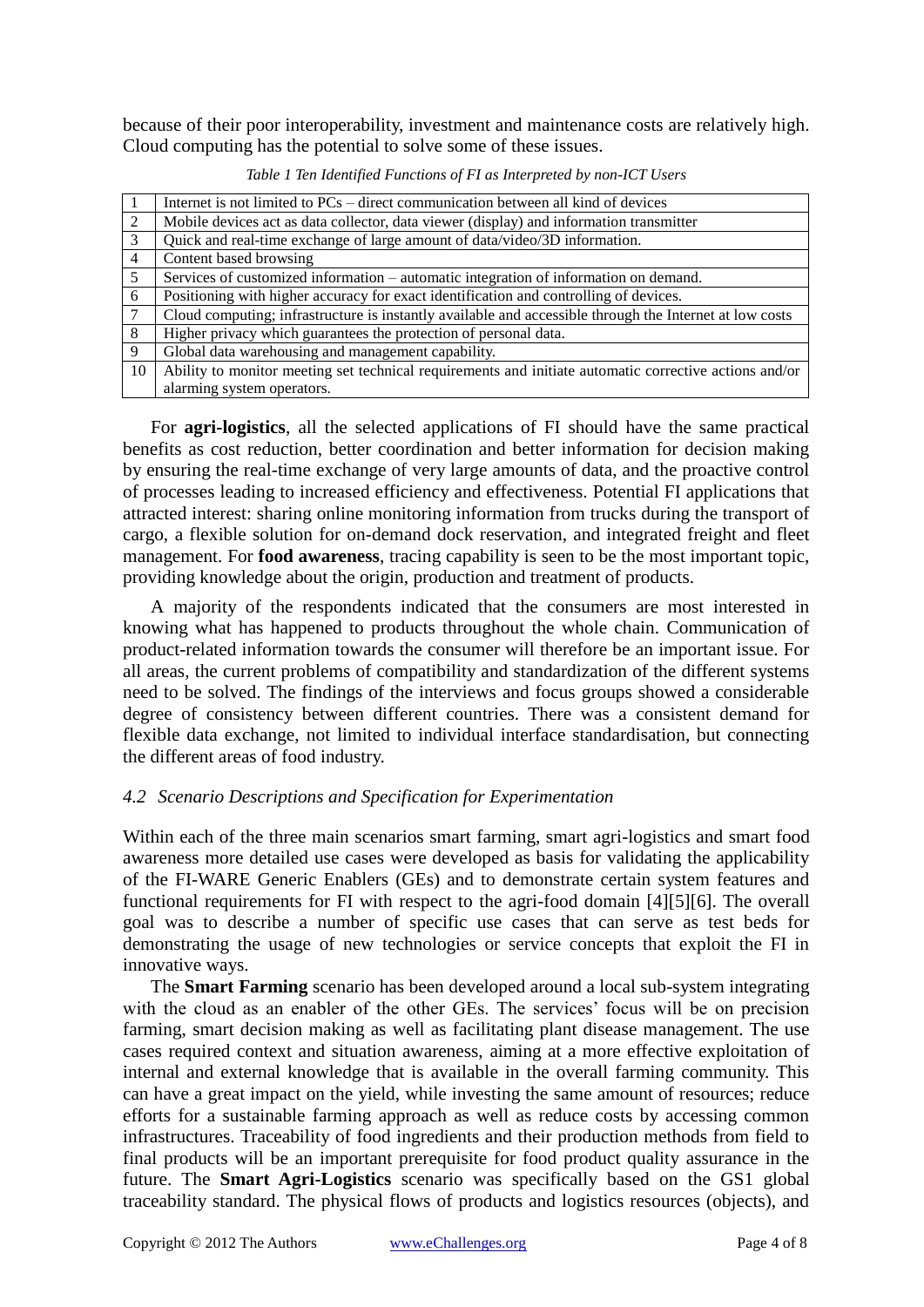because of their poor interoperability, investment and maintenance costs are relatively high. Cloud computing has the potential to solve some of these issues.

*Table 1 Ten Identified Functions of FI as Interpreted by non-ICT Users*

| | |
|---|---|
| 1 | Internet is not limited to PCs – direct communication between all kind of devices |
| 2 | Mobile devices act as data collector, data viewer (display) and information transmitter |
| 3 | Quick and real-time exchange of large amount of data/video/3D information. |
| 4 | Content based browsing |
| 5 | Services of customized information – automatic integration of information on demand. |
| 6 | Positioning with higher accuracy for exact identification and controlling of devices. |
| 7 | Cloud computing; infrastructure is instantly available and accessible through the Internet at low costs |
| 8 | Higher privacy which guarantees the protection of personal data. |
| 9 | Global data warehousing and management capability. |
| 10 | Ability to monitor meeting set technical requirements and initiate automatic corrective actions and/or alarming system operators. |

For **agri-logistics**, all the selected applications of FI should have the same practical benefits as cost reduction, better coordination and better information for decision making by ensuring the real-time exchange of very large amounts of data, and the proactive control of processes leading to increased efficiency and effectiveness. Potential FI applications that attracted interest: sharing online monitoring information from trucks during the transport of cargo, a flexible solution for on-demand dock reservation, and integrated freight and fleet management. For **food awareness**, tracing capability is seen to be the most important topic, providing knowledge about the origin, production and treatment of products.

A majority of the respondents indicated that the consumers are most interested in knowing what has happened to products throughout the whole chain. Communication of product-related information towards the consumer will therefore be an important issue. For all areas, the current problems of compatibility and standardization of the different systems need to be solved. The findings of the interviews and focus groups showed a considerable degree of consistency between different countries. There was a consistent demand for flexible data exchange, not limited to individual interface standardisation, but connecting the different areas of food industry.

### *4.2 Scenario Descriptions and Specification for Experimentation*

Within each of the three main scenarios smart farming, smart agri-logistics and smart food awareness more detailed use cases were developed as basis for validating the applicability of the FI-WARE Generic Enablers (GEs) and to demonstrate certain system features and functional requirements for FI with respect to the agri-food domain [4][5][6]. The overall goal was to describe a number of specific use cases that can serve as test beds for demonstrating the usage of new technologies or service concepts that exploit the FI in innovative ways.

The **Smart Farming** scenario has been developed around a local sub-system integrating with the cloud as an enabler of the other GEs. The services' focus will be on precision farming, smart decision making as well as facilitating plant disease management. The use cases required context and situation awareness, aiming at a more effective exploitation of internal and external knowledge that is available in the overall farming community. This can have a great impact on the yield, while investing the same amount of resources; reduce efforts for a sustainable farming approach as well as reduce costs by accessing common infrastructures. Traceability of food ingredients and their production methods from field to final products will be an important prerequisite for food product quality assurance in the future. The **Smart Agri-Logistics** scenario was specifically based on the GS1 global traceability standard. The physical flows of products and logistics resources (objects), and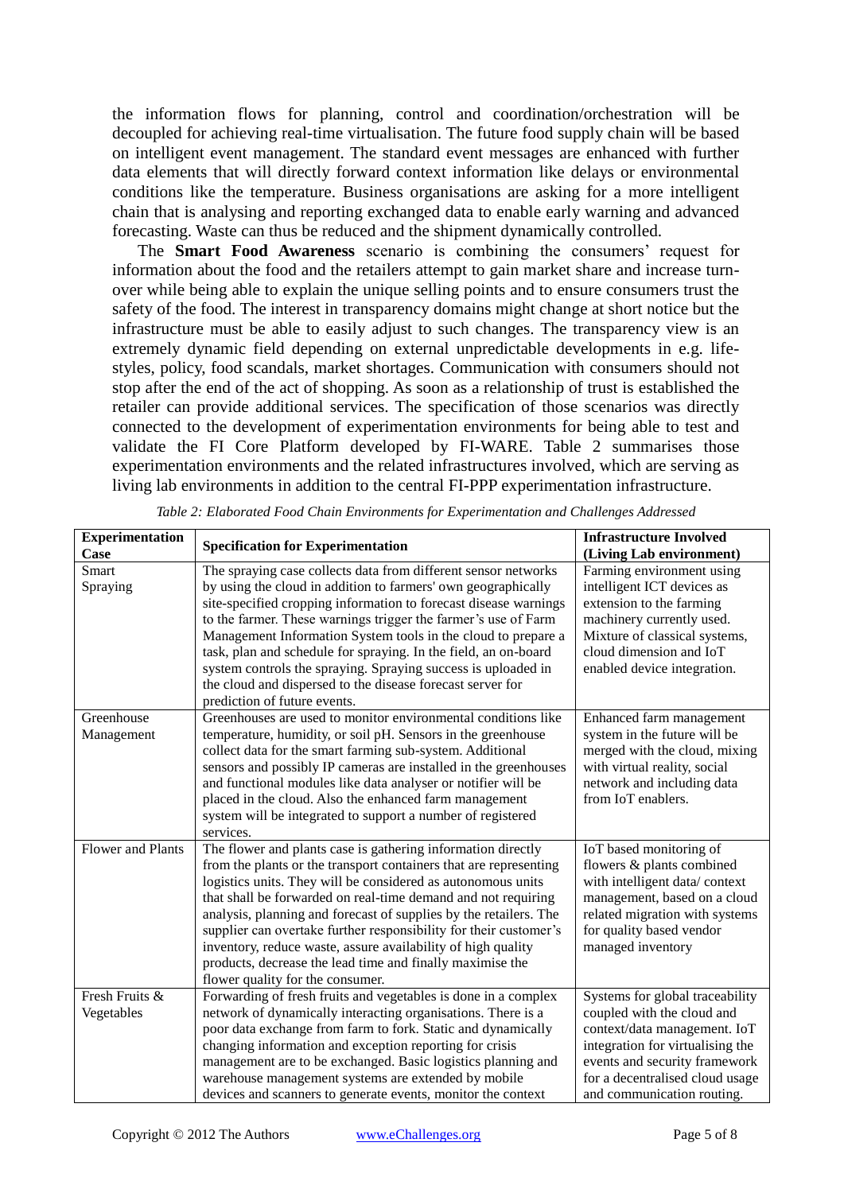the information flows for planning, control and coordination/orchestration will be decoupled for achieving real-time virtualisation. The future food supply chain will be based on intelligent event management. The standard event messages are enhanced with further data elements that will directly forward context information like delays or environmental conditions like the temperature. Business organisations are asking for a more intelligent chain that is analysing and reporting exchanged data to enable early warning and advanced forecasting. Waste can thus be reduced and the shipment dynamically controlled.

The **Smart Food Awareness** scenario is combining the consumers' request for information about the food and the retailers attempt to gain market share and increase turn-over while being able to explain the unique selling points and to ensure consumers trust the safety of the food. The interest in transparency domains might change at short notice but the infrastructure must be able to easily adjust to such changes. The transparency view is an extremely dynamic field depending on external unpredictable developments in e.g. life-styles, policy, food scandals, market shortages. Communication with consumers should not stop after the end of the act of shopping. As soon as a relationship of trust is established the retailer can provide additional services. The specification of those scenarios was directly connected to the development of experimentation environments for being able to test and validate the FI Core Platform developed by FI-WARE. Table 2 summarises those experimentation environments and the related infrastructures involved, which are serving as living lab environments in addition to the central FI-PPP experimentation infrastructure.

*Table 2: Elaborated Food Chain Environments for Experimentation and Challenges Addressed*

| Experimentation Case | Specification for Experimentation | Infrastructure Involved (Living Lab environment) |
|---|---|---|
| Smart Spraying | The spraying case collects data from different sensor networks by using the cloud in addition to farmers' own geographically site-specified cropping information to forecast disease warnings to the farmer. These warnings trigger the farmer's use of Farm Management Information System tools in the cloud to prepare a task, plan and schedule for spraying. In the field, an on-board system controls the spraying. Spraying success is uploaded in the cloud and dispersed to the disease forecast server for prediction of future events. | Farming environment using intelligent ICT devices as extension to the farming machinery currently used. Mixture of classical systems, cloud dimension and IoT enabled device integration. |
| Greenhouse Management | Greenhouses are used to monitor environmental conditions like temperature, humidity, or soil pH. Sensors in the greenhouse collect data for the smart farming sub-system. Additional sensors and possibly IP cameras are installed in the greenhouses and functional modules like data analyser or notifier will be placed in the cloud. Also the enhanced farm management system will be integrated to support a number of registered services. | Enhanced farm management system in the future will be merged with the cloud, mixing with virtual reality, social network and including data from IoT enablers. |
| Flower and Plants | The flower and plants case is gathering information directly from the plants or the transport containers that are representing logistics units. They will be considered as autonomous units that shall be forwarded on real-time demand and not requiring analysis, planning and forecast of supplies by the retailers. The supplier can overtake further responsibility for their customer's inventory, reduce waste, assure availability of high quality products, decrease the lead time and finally maximise the flower quality for the consumer. | IoT based monitoring of flowers & plants combined with intelligent data/ context management, based on a cloud related migration with systems for quality based vendor managed inventory |
| Fresh Fruits & Vegetables | Forwarding of fresh fruits and vegetables is done in a complex network of dynamically interacting organisations. There is a poor data exchange from farm to fork. Static and dynamically changing information and exception reporting for crisis management are to be exchanged. Basic logistics planning and warehouse management systems are extended by mobile devices and scanners to generate events, monitor the context | Systems for global traceability coupled with the cloud and context/data management. IoT integration for virtualising the events and security framework for a decentralised cloud usage and communication routing. |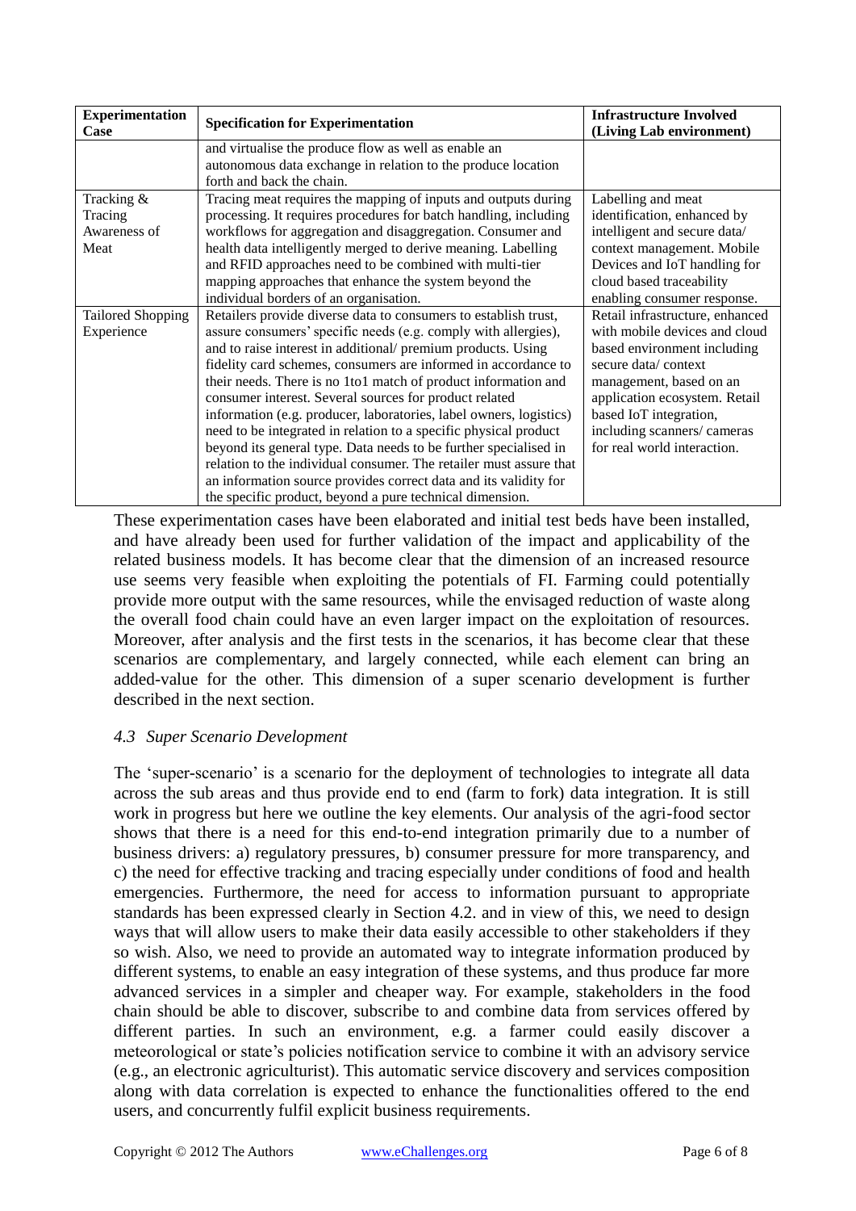| Experimentation Case | Specification for Experimentation | Infrastructure Involved (Living Lab environment) |
|---|---|---|
| | and virtualise the produce flow as well as enable an autonomous data exchange in relation to the produce location forth and back the chain. | |
| Tracking & Tracing Awareness of Meat | Tracing meat requires the mapping of inputs and outputs during processing. It requires procedures for batch handling, including workflows for aggregation and disaggregation. Consumer and health data intelligently merged to derive meaning. Labelling and RFID approaches need to be combined with multi-tier mapping approaches that enhance the system beyond the individual borders of an organisation. | Labelling and meat identification, enhanced by intelligent and secure data/ context management. Mobile Devices and IoT handling for cloud based traceability enabling consumer response. |
| Tailored Shopping Experience | Retailers provide diverse data to consumers to establish trust, assure consumers' specific needs (e.g. comply with allergies), and to raise interest in additional/ premium products. Using fidelity card schemes, consumers are informed in accordance to their needs. There is no 1to1 match of product information and consumer interest. Several sources for product related information (e.g. producer, laboratories, label owners, logistics) need to be integrated in relation to a specific physical product beyond its general type. Data needs to be further specialised in relation to the individual consumer. The retailer must assure that an information source provides correct data and its validity for the specific product, beyond a pure technical dimension. | Retail infrastructure, enhanced with mobile devices and cloud based environment including secure data/ context management, based on an application ecosystem. Retail based IoT integration, including scanners/ cameras for real world interaction. |

These experimentation cases have been elaborated and initial test beds have been installed, and have already been used for further validation of the impact and applicability of the related business models. It has become clear that the dimension of an increased resource use seems very feasible when exploiting the potentials of FI. Farming could potentially provide more output with the same resources, while the envisaged reduction of waste along the overall food chain could have an even larger impact on the exploitation of resources. Moreover, after analysis and the first tests in the scenarios, it has become clear that these scenarios are complementary, and largely connected, while each element can bring an added-value for the other. This dimension of a super scenario development is further described in the next section.

### *4.3 Super Scenario Development*

The 'super-scenario' is a scenario for the deployment of technologies to integrate all data across the sub areas and thus provide end to end (farm to fork) data integration. It is still work in progress but here we outline the key elements. Our analysis of the agri-food sector shows that there is a need for this end-to-end integration primarily due to a number of business drivers: a) regulatory pressures, b) consumer pressure for more transparency, and c) the need for effective tracking and tracing especially under conditions of food and health emergencies. Furthermore, the need for access to information pursuant to appropriate standards has been expressed clearly in Section 4.2. and in view of this, we need to design ways that will allow users to make their data easily accessible to other stakeholders if they so wish. Also, we need to provide an automated way to integrate information produced by different systems, to enable an easy integration of these systems, and thus produce far more advanced services in a simpler and cheaper way. For example, stakeholders in the food chain should be able to discover, subscribe to and combine data from services offered by different parties. In such an environment, e.g. a farmer could easily discover a meteorological or state's policies notification service to combine it with an advisory service (e.g., an electronic agriculturist). This automatic service discovery and services composition along with data correlation is expected to enhance the functionalities offered to the end users, and concurrently fulfil explicit business requirements.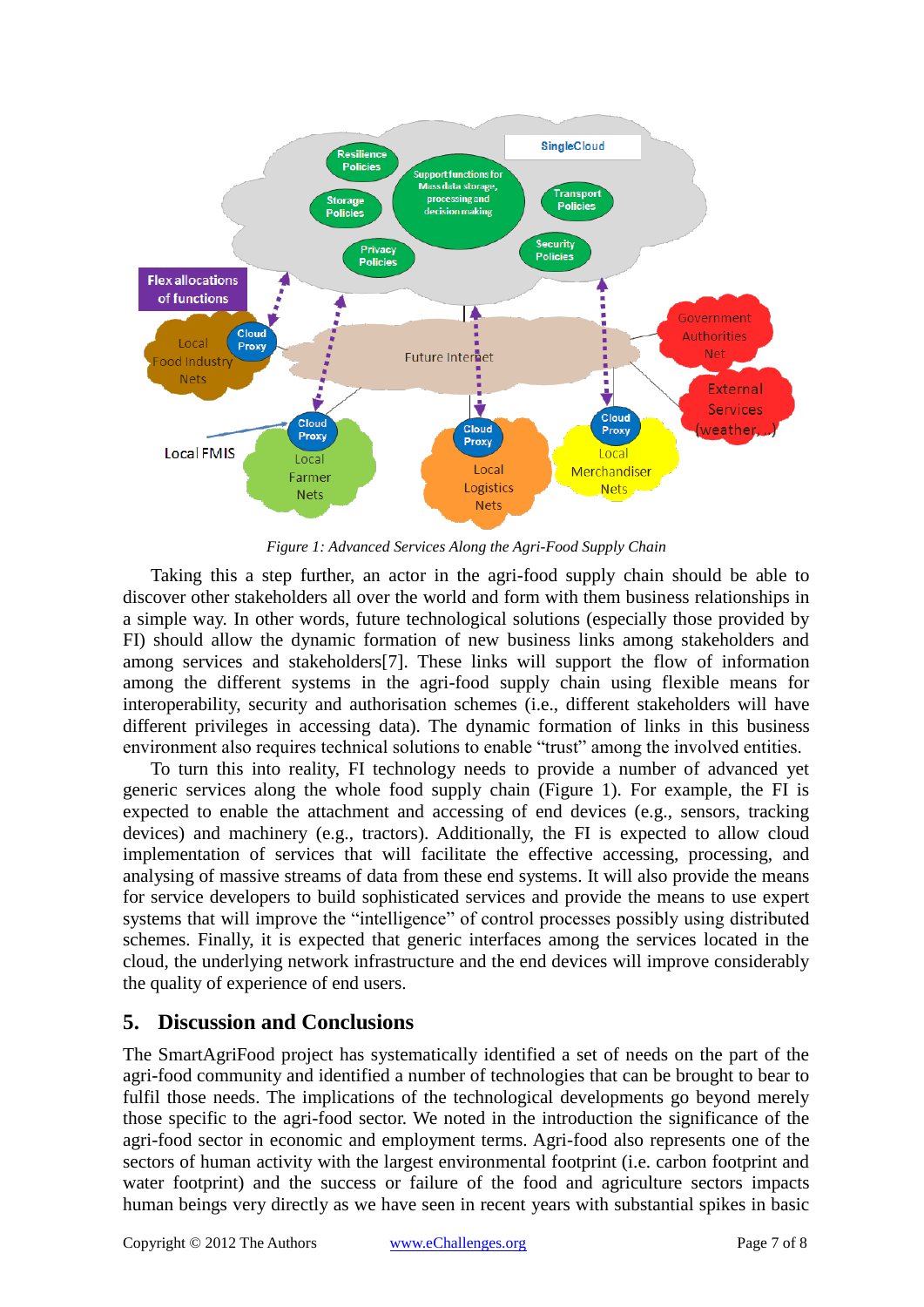*Figure 1: Advanced Services Along the Agri-Food Supply Chain*

Taking this a step further, an actor in the agri-food supply chain should be able to discover other stakeholders all over the world and form with them business relationships in a simple way. In other words, future technological solutions (especially those provided by FI) should allow the dynamic formation of new business links among stakeholders and among services and stakeholders[7]. These links will support the flow of information among the different systems in the agri-food supply chain using flexible means for interoperability, security and authorisation schemes (i.e., different stakeholders will have different privileges in accessing data). The dynamic formation of links in this business environment also requires technical solutions to enable "trust" among the involved entities.

To turn this into reality, FI technology needs to provide a number of advanced yet generic services along the whole food supply chain (Figure 1). For example, the FI is expected to enable the attachment and accessing of end devices (e.g., sensors, tracking devices) and machinery (e.g., tractors). Additionally, the FI is expected to allow cloud implementation of services that will facilitate the effective accessing, processing, and analysing of massive streams of data from these end systems. It will also provide the means for service developers to build sophisticated services and provide the means to use expert systems that will improve the "intelligence" of control processes possibly using distributed schemes. Finally, it is expected that generic interfaces among the services located in the cloud, the underlying network infrastructure and the end devices will improve considerably the quality of experience of end users.

## 5. Discussion and Conclusions

The SmartAgriFood project has systematically identified a set of needs on the part of the agri-food community and identified a number of technologies that can be brought to bear to fulfil those needs. The implications of the technological developments go beyond merely those specific to the agri-food sector. We noted in the introduction the significance of the agri-food sector in economic and employment terms. Agri-food also represents one of the sectors of human activity with the largest environmental footprint (i.e. carbon footprint and water footprint) and the success or failure of the food and agriculture sectors impacts human beings very directly as we have seen in recent years with substantial spikes in basic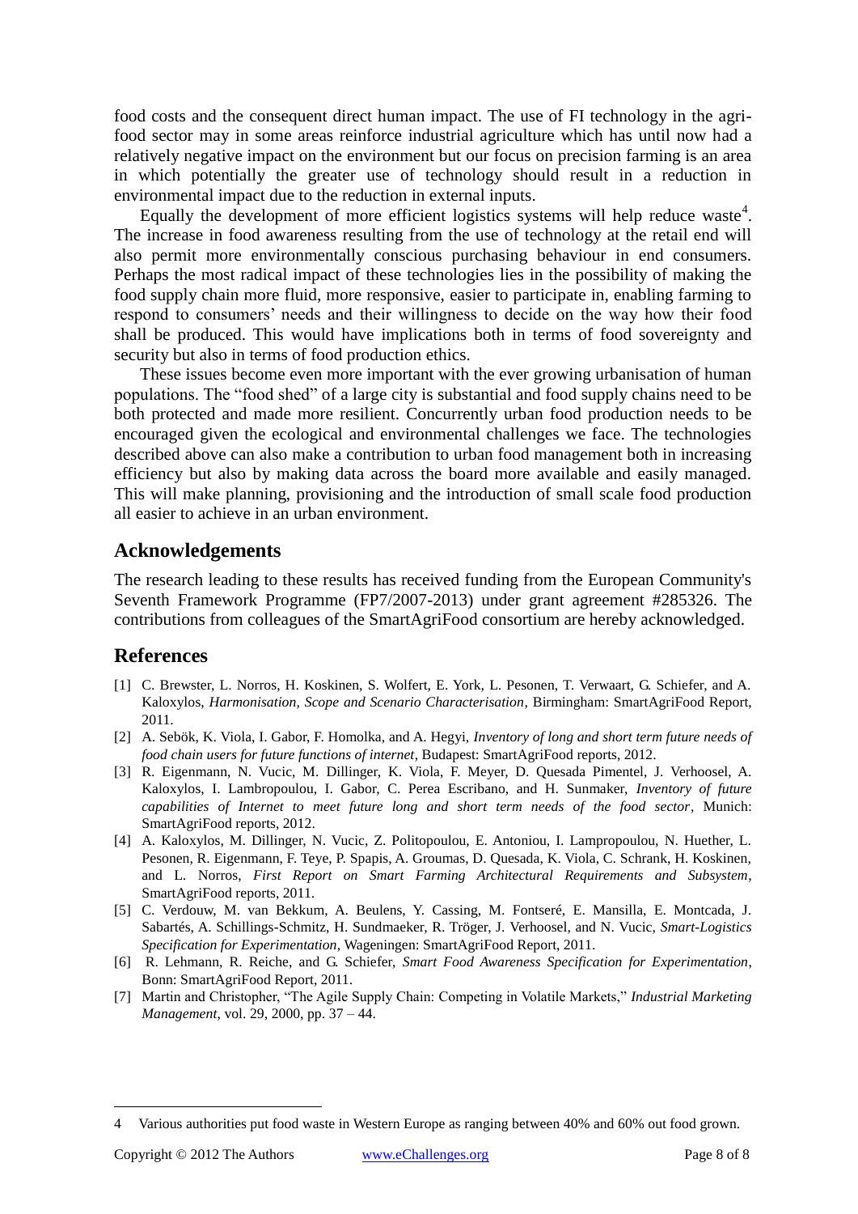food costs and the consequent direct human impact. The use of FI technology in the agri-food sector may in some areas reinforce industrial agriculture which has until now had a relatively negative impact on the environment but our focus on precision farming is an area in which potentially the greater use of technology should result in a reduction in environmental impact due to the reduction in external inputs.

Equally the development of more efficient logistics systems will help reduce waste[4]. The increase in food awareness resulting from the use of technology at the retail end will also permit more environmentally conscious purchasing behaviour in end consumers. Perhaps the most radical impact of these technologies lies in the possibility of making the food supply chain more fluid, more responsive, easier to participate in, enabling farming to respond to consumers' needs and their willingness to decide on the way how their food shall be produced. This would have implications both in terms of food sovereignty and security but also in terms of food production ethics.

These issues become even more important with the ever growing urbanisation of human populations. The "food shed" of a large city is substantial and food supply chains need to be both protected and made more resilient. Concurrently urban food production needs to be encouraged given the ecological and environmental challenges we face. The technologies described above can also make a contribution to urban food management both in increasing efficiency but also by making data across the board more available and easily managed. This will make planning, provisioning and the introduction of small scale food production all easier to achieve in an urban environment.

## Acknowledgements

The research leading to these results has received funding from the European Community's Seventh Framework Programme (FP7/2007-2013) under grant agreement #285326. The contributions from colleagues of the SmartAgriFood consortium are hereby acknowledged.

## References

[1] C. Brewster, L. Norros, H. Koskinen, S. Wolfert, E. York, L. Pesonen, T. Verwaart, G. Schiefer, and A. Kaloxylos, *Harmonisation, Scope and Scenario Characterisation*, Birmingham: SmartAgriFood Report, 2011.

[2] A. Sebök, K. Viola, I. Gabor, F. Homolka, and A. Hegyi, *Inventory of long and short term future needs of food chain users for future functions of internet*, Budapest: SmartAgriFood reports, 2012.

[3] R. Eigenmann, N. Vucic, M. Dillinger, K. Viola, F. Meyer, D. Quesada Pimentel, J. Verhoosel, A. Kaloxylos, I. Lambropoulou, I. Gabor, C. Perea Escribano, and H. Sunmaker, *Inventory of future capabilities of Internet to meet future long and short term needs of the food sector*, Munich: SmartAgriFood reports, 2012.

[4] A. Kaloxylos, M. Dillinger, N. Vucic, Z. Politopoulou, E. Antoniou, I. Lampropoulou, N. Huether, L. Pesonen, R. Eigenmann, F. Teye, P. Spapis, A. Groumas, D. Quesada, K. Viola, C. Schrank, H. Koskinen, and L. Norros, *First Report on Smart Farming Architectural Requirements and Subsystem*, SmartAgriFood reports, 2011.

[5] C. Verdouw, M. van Bekkum, A. Beulens, Y. Cassing, M. Fontseré, E. Mansilla, E. Montcada, J. Sabartés, A. Schillings-Schmitz, H. Sundmaeker, R. Tröger, J. Verhoosel, and N. Vucic, *Smart-Logistics Specification for Experimentation*, Wageningen: SmartAgriFood Report, 2011.

[6] R. Lehmann, R. Reiche, and G. Schiefer, *Smart Food Awareness Specification for Experimentation*, Bonn: SmartAgriFood Report, 2011.

[7] Martin and Christopher, "The Agile Supply Chain: Competing in Volatile Markets," *Industrial Marketing Management*, vol. 29, 2000, pp. 37 – 44.

---

4 Various authorities put food waste in Western Europe as ranging between 40% and 60% out food grown.